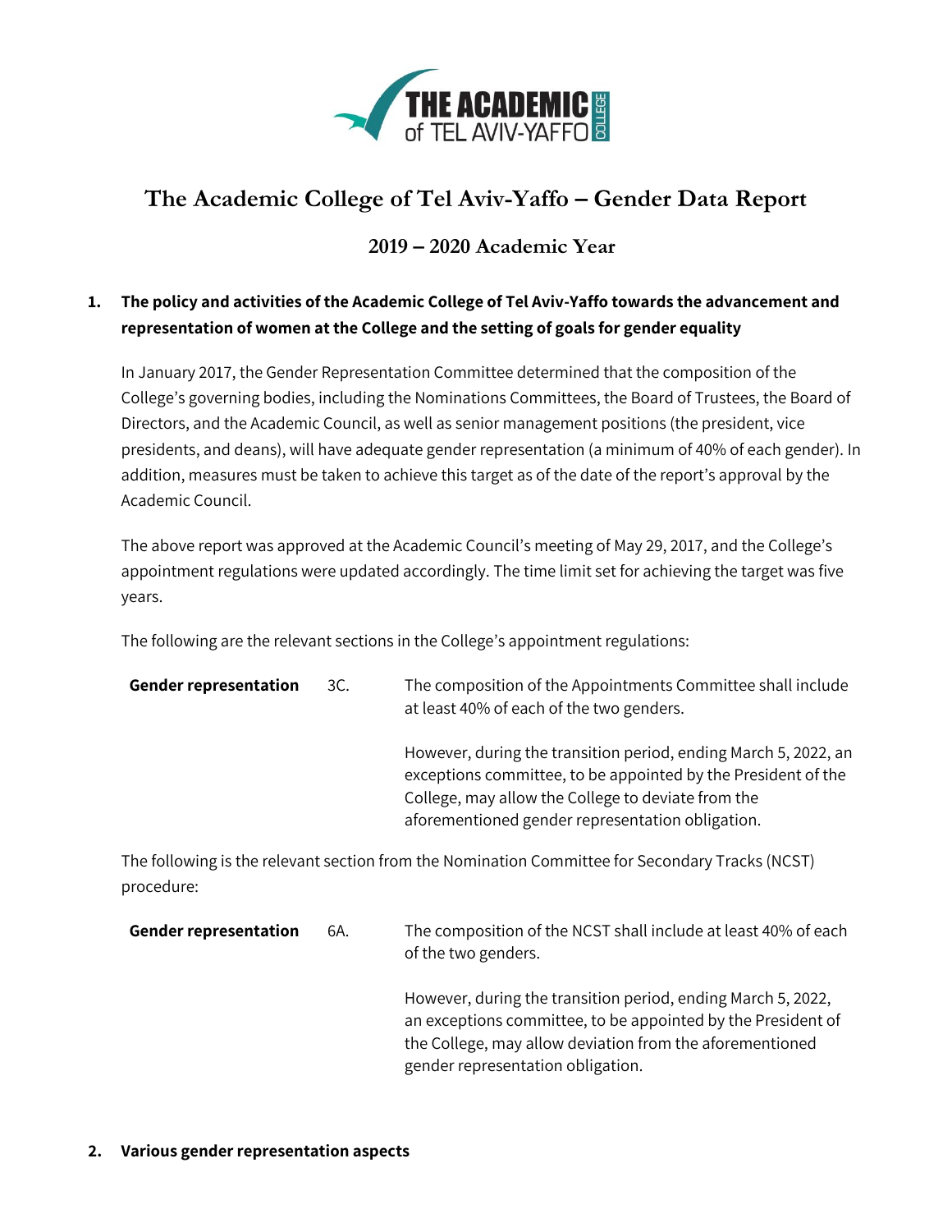# The Academic College of Tel Aviv-Yaffo – Gender Data Report

## 2019 – 2020 Academic Year

### 1. The policy and activities of the Academic College of Tel Aviv-Yaffo towards the advancement and representation of women at the College and the setting of goals for gender equality

In January 2017, the Gender Representation Committee determined that the composition of the College's governing bodies, including the Nominations Committees, the Board of Trustees, the Board of Directors, and the Academic Council, as well as senior management positions (the president, vice presidents, and deans), will have adequate gender representation (a minimum of 40% of each gender). In addition, measures must be taken to achieve this target as of the date of the report's approval by the Academic Council.

The above report was approved at the Academic Council's meeting of May 29, 2017, and the College's appointment regulations were updated accordingly. The time limit set for achieving the target was five years.

The following are the relevant sections in the College's appointment regulations:

| | | |
|---|---|---|
| **Gender representation** | 3C. | The composition of the Appointments Committee shall include at least 40% of each of the two genders.<br><br>However, during the transition period, ending March 5, 2022, an exceptions committee, to be appointed by the President of the College, may allow the College to deviate from the aforementioned gender representation obligation. |

The following is the relevant section from the Nomination Committee for Secondary Tracks (NCST) procedure:

| | | |
|---|---|---|
| **Gender representation** | 6A. | The composition of the NCST shall include at least 40% of each of the two genders.<br><br>However, during the transition period, ending March 5, 2022, an exceptions committee, to be appointed by the President of the College, may allow deviation from the aforementioned gender representation obligation. |

### 2. Various gender representation aspects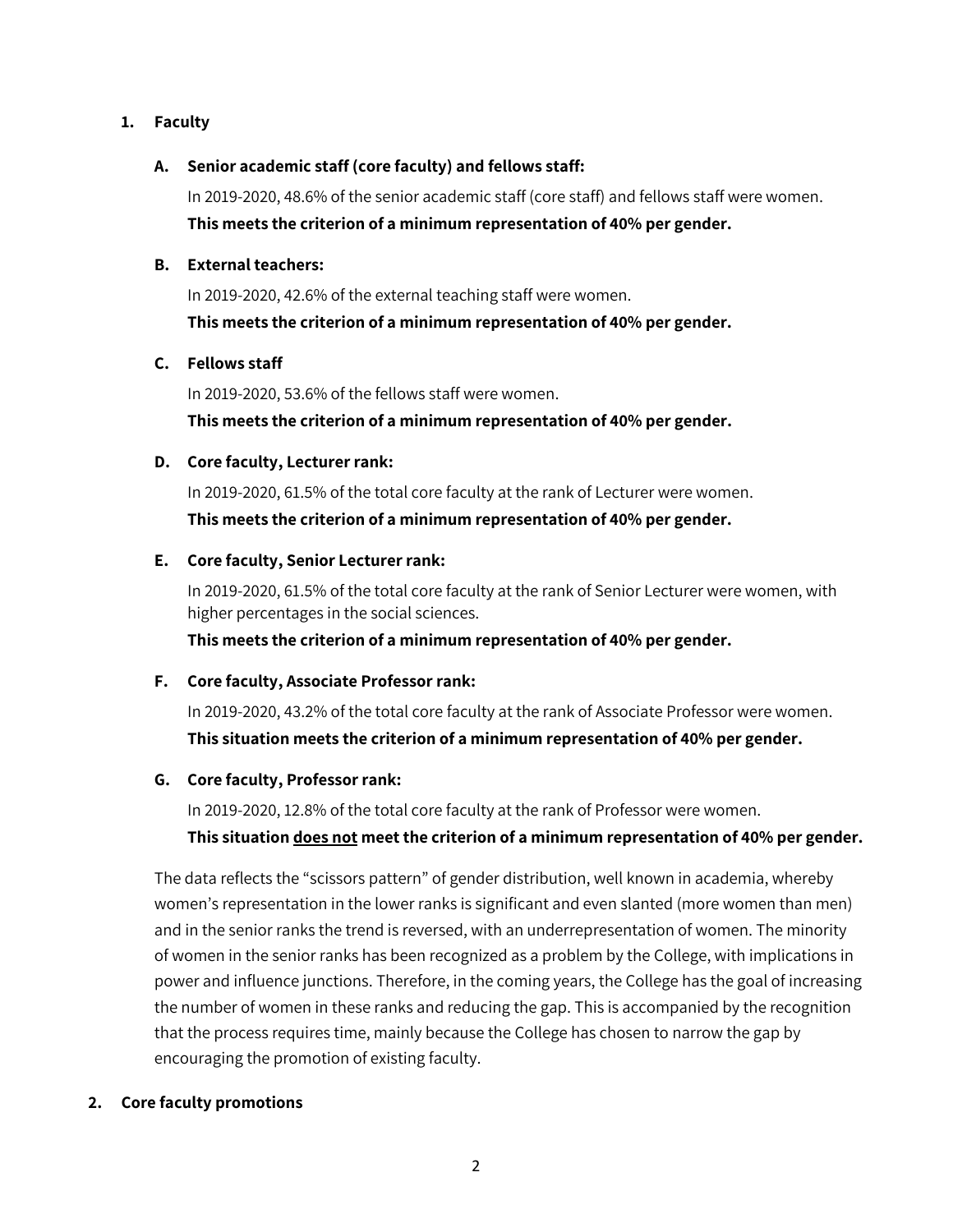## 1. Faculty

### A. Senior academic staff (core faculty) and fellows staff:

In 2019-2020, 48.6% of the senior academic staff (core staff) and fellows staff were women.

**This meets the criterion of a minimum representation of 40% per gender.**

### B. External teachers:

In 2019-2020, 42.6% of the external teaching staff were women.

**This meets the criterion of a minimum representation of 40% per gender.**

### C. Fellows staff

In 2019-2020, 53.6% of the fellows staff were women.

**This meets the criterion of a minimum representation of 40% per gender.**

### D. Core faculty, Lecturer rank:

In 2019-2020, 61.5% of the total core faculty at the rank of Lecturer were women.

**This meets the criterion of a minimum representation of 40% per gender.**

### E. Core faculty, Senior Lecturer rank:

In 2019-2020, 61.5% of the total core faculty at the rank of Senior Lecturer were women, with higher percentages in the social sciences.

**This meets the criterion of a minimum representation of 40% per gender.**

### F. Core faculty, Associate Professor rank:

In 2019-2020, 43.2% of the total core faculty at the rank of Associate Professor were women.

**This situation meets the criterion of a minimum representation of 40% per gender.**

### G. Core faculty, Professor rank:

In 2019-2020, 12.8% of the total core faculty at the rank of Professor were women.

**This situation <u>does not</u> meet the criterion of a minimum representation of 40% per gender.**

The data reflects the "scissors pattern" of gender distribution, well known in academia, whereby women's representation in the lower ranks is significant and even slanted (more women than men) and in the senior ranks the trend is reversed, with an underrepresentation of women. The minority of women in the senior ranks has been recognized as a problem by the College, with implications in power and influence junctions. Therefore, in the coming years, the College has the goal of increasing the number of women in these ranks and reducing the gap. This is accompanied by the recognition that the process requires time, mainly because the College has chosen to narrow the gap by encouraging the promotion of existing faculty.

## 2. Core faculty promotions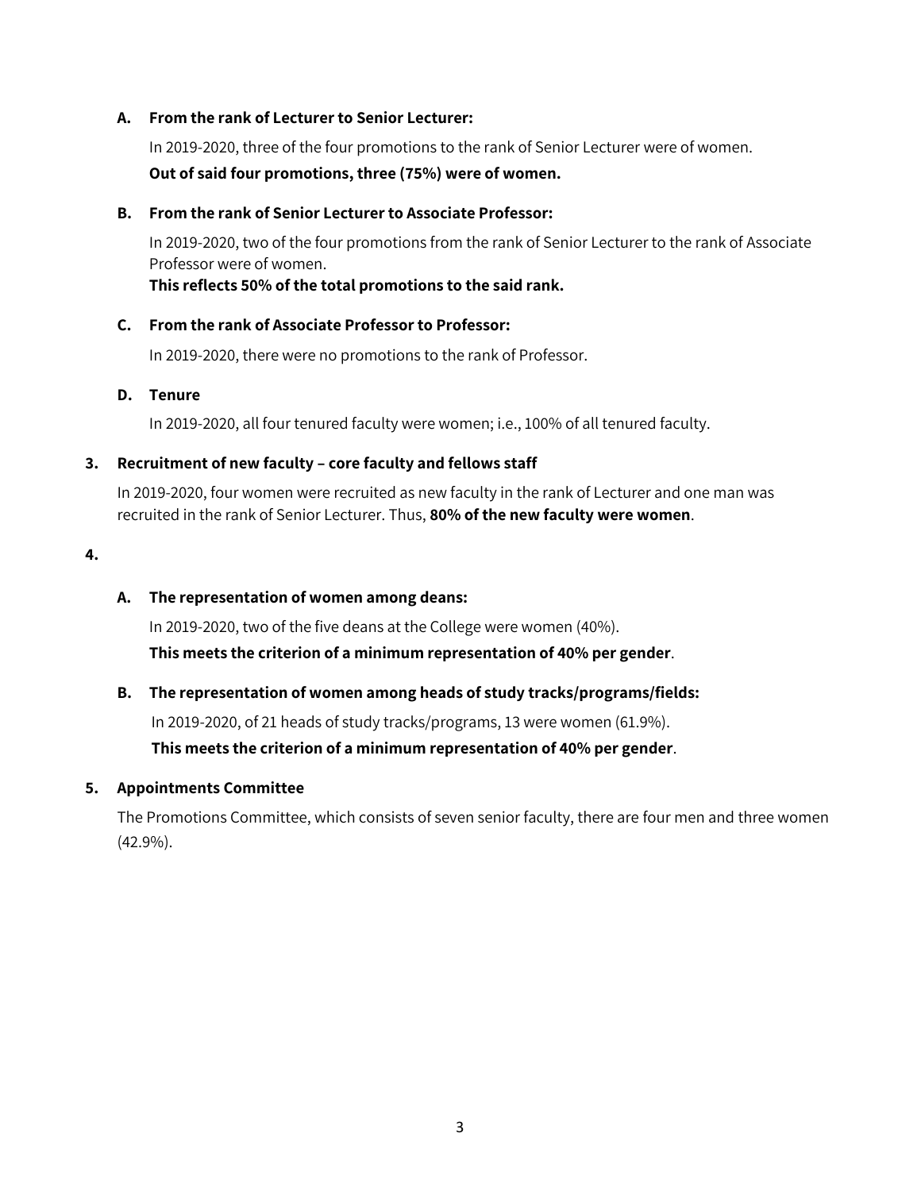**A. From the rank of Lecturer to Senior Lecturer:**

In 2019-2020, three of the four promotions to the rank of Senior Lecturer were of women.

**Out of said four promotions, three (75%) were of women.**

**B. From the rank of Senior Lecturer to Associate Professor:**

In 2019-2020, two of the four promotions from the rank of Senior Lecturer to the rank of Associate Professor were of women.

**This reflects 50% of the total promotions to the said rank.**

**C. From the rank of Associate Professor to Professor:**

In 2019-2020, there were no promotions to the rank of Professor.

**D. Tenure**

In 2019-2020, all four tenured faculty were women; i.e., 100% of all tenured faculty.

**3. Recruitment of new faculty – core faculty and fellows staff**

In 2019-2020, four women were recruited as new faculty in the rank of Lecturer and one man was recruited in the rank of Senior Lecturer. Thus, **80% of the new faculty were women**.

**4.**

**A. The representation of women among deans:**

In 2019-2020, two of the five deans at the College were women (40%).

**This meets the criterion of a minimum representation of 40% per gender**.

**B. The representation of women among heads of study tracks/programs/fields:**

In 2019-2020, of 21 heads of study tracks/programs, 13 were women (61.9%).

**This meets the criterion of a minimum representation of 40% per gender**.

**5. Appointments Committee**

The Promotions Committee, which consists of seven senior faculty, there are four men and three women (42.9%).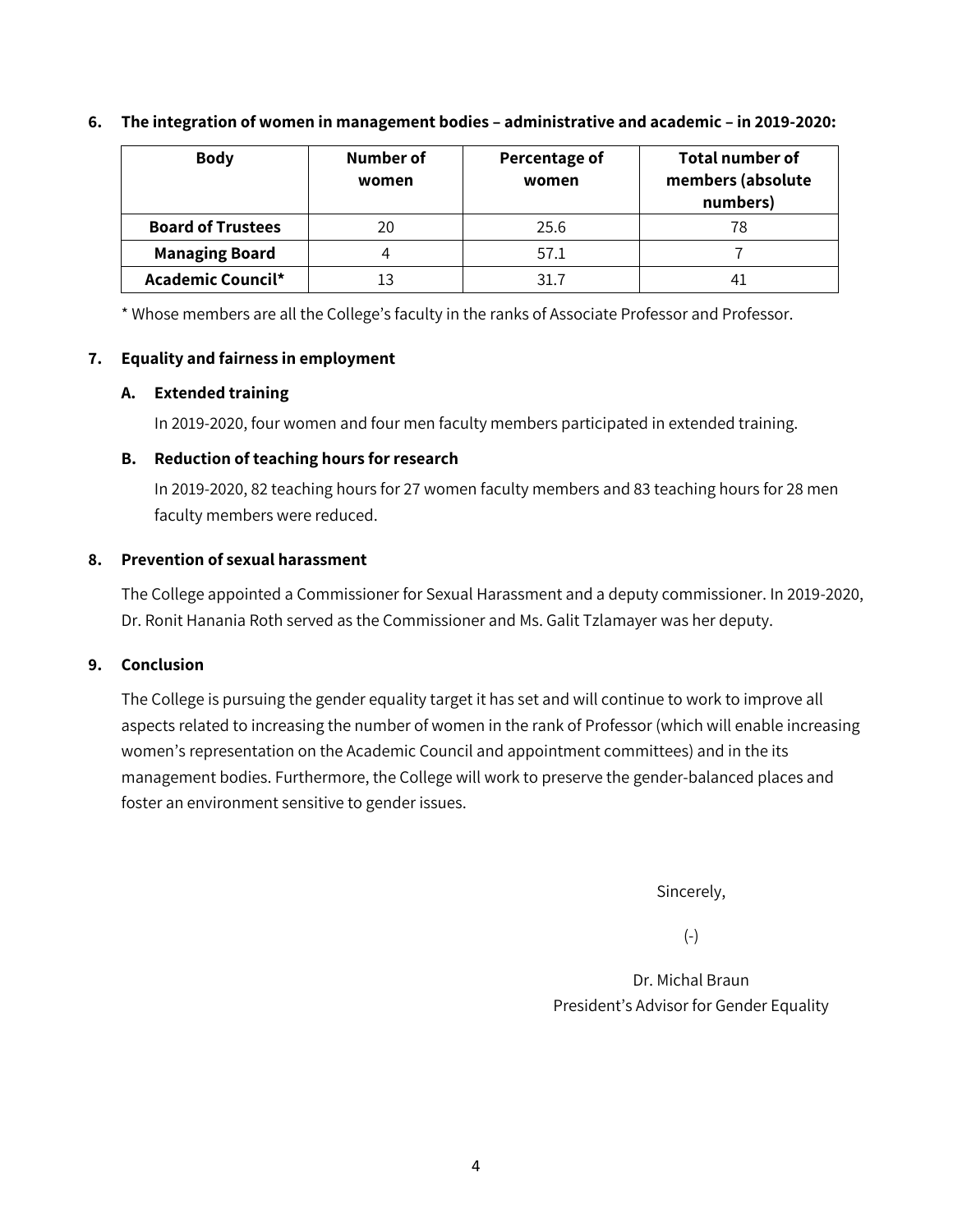**6. The integration of women in management bodies – administrative and academic – in 2019-2020:**

| Body | Number of women | Percentage of women | Total number of members (absolute numbers) |
|---|---|---|---|
| **Board of Trustees** | 20 | 25.6 | 78 |
| **Managing Board** | 4 | 57.1 | 7 |
| **Academic Council*** | 13 | 31.7 | 41 |

* Whose members are all the College's faculty in the ranks of Associate Professor and Professor.

**7. Equality and fairness in employment**

**A. Extended training**

In 2019-2020, four women and four men faculty members participated in extended training.

**B. Reduction of teaching hours for research**

In 2019-2020, 82 teaching hours for 27 women faculty members and 83 teaching hours for 28 men faculty members were reduced.

**8. Prevention of sexual harassment**

The College appointed a Commissioner for Sexual Harassment and a deputy commissioner. In 2019-2020, Dr. Ronit Hanania Roth served as the Commissioner and Ms. Galit Tzlamayer was her deputy.

**9. Conclusion**

The College is pursuing the gender equality target it has set and will continue to work to improve all aspects related to increasing the number of women in the rank of Professor (which will enable increasing women's representation on the Academic Council and appointment committees) and in the its management bodies. Furthermore, the College will work to preserve the gender-balanced places and foster an environment sensitive to gender issues.

Sincerely,

(-)

Dr. Michal Braun
President's Advisor for Gender Equality